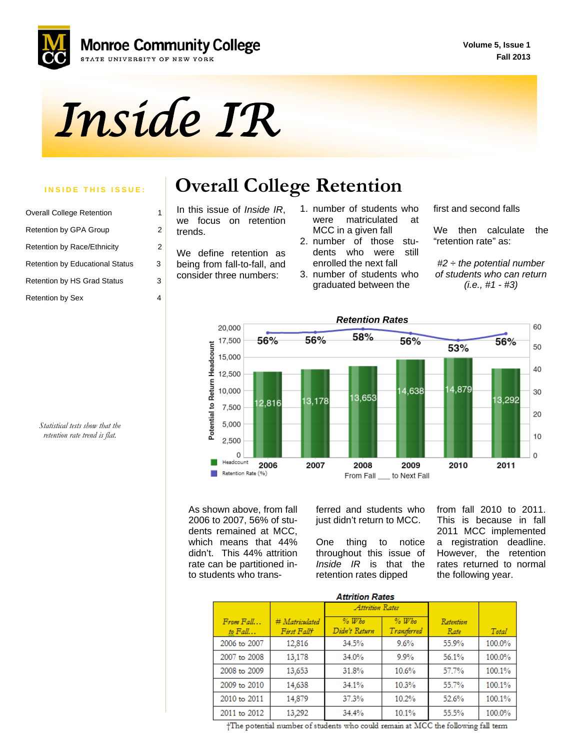# Inside IR

**INSIDE THIS ISSUE:**

| | |
|---|---|
| Overall College Retention | 1 |
| Retention by GPA Group | 2 |
| Retention by Race/Ethnicity | 2 |
| Retention by Educational Status | 3 |
| Retention by HS Grad Status | 3 |
| Retention by Sex | 4 |

*Statistical tests show that the retention rate trend is flat.*

## Overall College Retention

In this issue of *Inside IR*, we focus on retention trends.

We define retention as being from fall-to-fall, and consider three numbers:

1. number of students who were matriculated at MCC in a given fall
2. number of those students who were still enrolled the next fall
3. number of students who graduated between the first and second falls

We then calculate the "retention rate" as:

*#2 ÷ the potential number of students who can return (i.e., #1 - #3)*

**Retention Rates**

| From Fall ___ to Next Fall | Headcount (Potential to Return Headcount) | Retention Rate (%) |
|---|---|---|
| 2006 | 12,816 | 56% |
| 2007 | 13,178 | 56% |
| 2008 | 13,653 | 58% |
| 2009 | 14,638 | 56% |
| 2010 | 14,879 | 53% |
| 2011 | 13,292 | 56% |

As shown above, from fall 2006 to 2007, 56% of students remained at MCC, which means that 44% didn't. This 44% attrition rate can be partitioned into to students who transferred and students who just didn't return to MCC.

One thing to notice throughout this issue of *Inside IR* is that the retention rates dipped from fall 2010 to 2011. This is because in fall 2011 MCC implemented a registration deadline. However, the retention rates returned to normal the following year.

**Attrition Rates**

| From Fall… to Fall… | # Matriculated First Fall† | Attrition Rates: % Who Didn't Return | Attrition Rates: % Who Transferred | Retention Rate | Total |
|---|---|---|---|---|---|
| 2006 to 2007 | 12,816 | 34.5% | 9.6% | 55.9% | 100.0% |
| 2007 to 2008 | 13,178 | 34.0% | 9.9% | 56.1% | 100.0% |
| 2008 to 2009 | 13,653 | 31.8% | 10.6% | 57.7% | 100.1% |
| 2009 to 2010 | 14,638 | 34.1% | 10.3% | 55.7% | 100.1% |
| 2010 to 2011 | 14,879 | 37.3% | 10.2% | 52.6% | 100.1% |
| 2011 to 2012 | 13,292 | 34.4% | 10.1% | 55.5% | 100.0% |

†The potential number of students who could remain at MCC the following fall term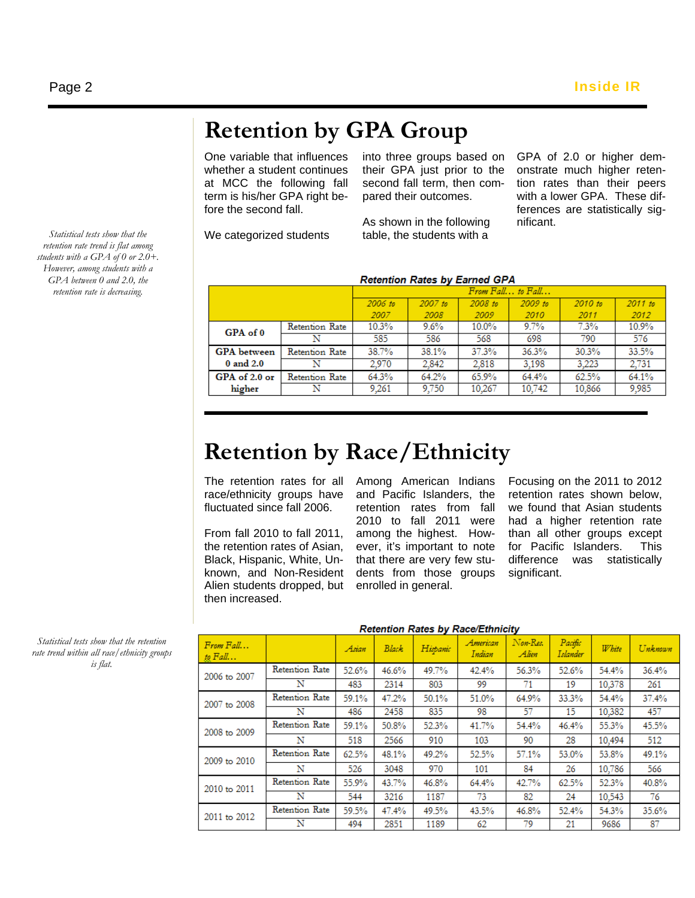# Retention by GPA Group

One variable that influences whether a student continues at MCC the following fall term is his/her GPA right before the second fall.

We categorized students into three groups based on their GPA just prior to the second fall term, then compared their outcomes.

As shown in the following table, the students with a GPA of 2.0 or higher demonstrate much higher retention rates than their peers with a lower GPA. These differences are statistically significant.

*Statistical tests show that the retention rate trend is flat among students with a GPA of 0 or 2.0+. However, among students with a GPA between 0 and 2.0, the retention rate is decreasing.*

**Retention Rates by Earned GPA**

| | | *From Fall… to Fall…* | | | | | |
|---|---|---|---|---|---|---|---|
| | | *2006 to 2007* | *2007 to 2008* | *2008 to 2009* | *2009 to 2010* | *2010 to 2011* | *2011 to 2012* |
| **GPA of 0** | Retention Rate | 10.3% | 9.6% | 10.0% | 9.7% | 7.3% | 10.9% |
| | N | 585 | 586 | 568 | 698 | 790 | 576 |
| **GPA between 0 and 2.0** | Retention Rate | 38.7% | 38.1% | 37.3% | 36.3% | 30.3% | 33.5% |
| | N | 2,970 | 2,842 | 2,818 | 3,198 | 3,223 | 2,731 |
| **GPA of 2.0 or higher** | Retention Rate | 64.3% | 64.2% | 65.9% | 64.4% | 62.5% | 64.1% |
| | N | 9,261 | 9,750 | 10,267 | 10,742 | 10,866 | 9,985 |

# Retention by Race/Ethnicity

The retention rates for all race/ethnicity groups have fluctuated since fall 2006.

From fall 2010 to fall 2011, the retention rates of Asian, Black, Hispanic, White, Unknown, and Non-Resident Alien students dropped, but then increased.

Among American Indians and Pacific Islanders, the retention rates from fall 2010 to fall 2011 were among the highest. However, it's important to note that there are very few students from those groups enrolled in general.

Focusing on the 2011 to 2012 retention rates shown below, we found that Asian students had a higher retention rate than all other groups except for Pacific Islanders. This difference was statistically significant.

*Statistical tests show that the retention rate trend within all race/ethnicity groups is flat.*

**Retention Rates by Race/Ethnicity**

| *From Fall… to Fall…* | | *Asian* | *Black* | *Hispanic* | *American Indian* | *Non-Res. Alien* | *Pacific Islander* | *White* | *Unknown* |
|---|---|---|---|---|---|---|---|---|---|
| 2006 to 2007 | Retention Rate | 52.6% | 46.6% | 49.7% | 42.4% | 56.3% | 52.6% | 54.4% | 36.4% |
| | N | 483 | 2314 | 803 | 99 | 71 | 19 | 10,378 | 261 |
| 2007 to 2008 | Retention Rate | 59.1% | 47.2% | 50.1% | 51.0% | 64.9% | 33.3% | 54.4% | 37.4% |
| | N | 486 | 2458 | 835 | 98 | 57 | 15 | 10,382 | 457 |
| 2008 to 2009 | Retention Rate | 59.1% | 50.8% | 52.3% | 41.7% | 54.4% | 46.4% | 55.3% | 45.5% |
| | N | 518 | 2566 | 910 | 103 | 90 | 28 | 10,494 | 512 |
| 2009 to 2010 | Retention Rate | 62.5% | 48.1% | 49.2% | 52.5% | 57.1% | 53.0% | 53.8% | 49.1% |
| | N | 526 | 3048 | 970 | 101 | 84 | 26 | 10,786 | 566 |
| 2010 to 2011 | Retention Rate | 55.9% | 43.7% | 46.8% | 64.4% | 42.7% | 62.5% | 52.3% | 40.8% |
| | N | 544 | 3216 | 1187 | 73 | 82 | 24 | 10,543 | 76 |
| 2011 to 2012 | Retention Rate | 59.5% | 47.4% | 49.5% | 43.5% | 46.8% | 52.4% | 54.3% | 35.6% |
| | N | 494 | 2851 | 1189 | 62 | 79 | 21 | 9686 | 87 |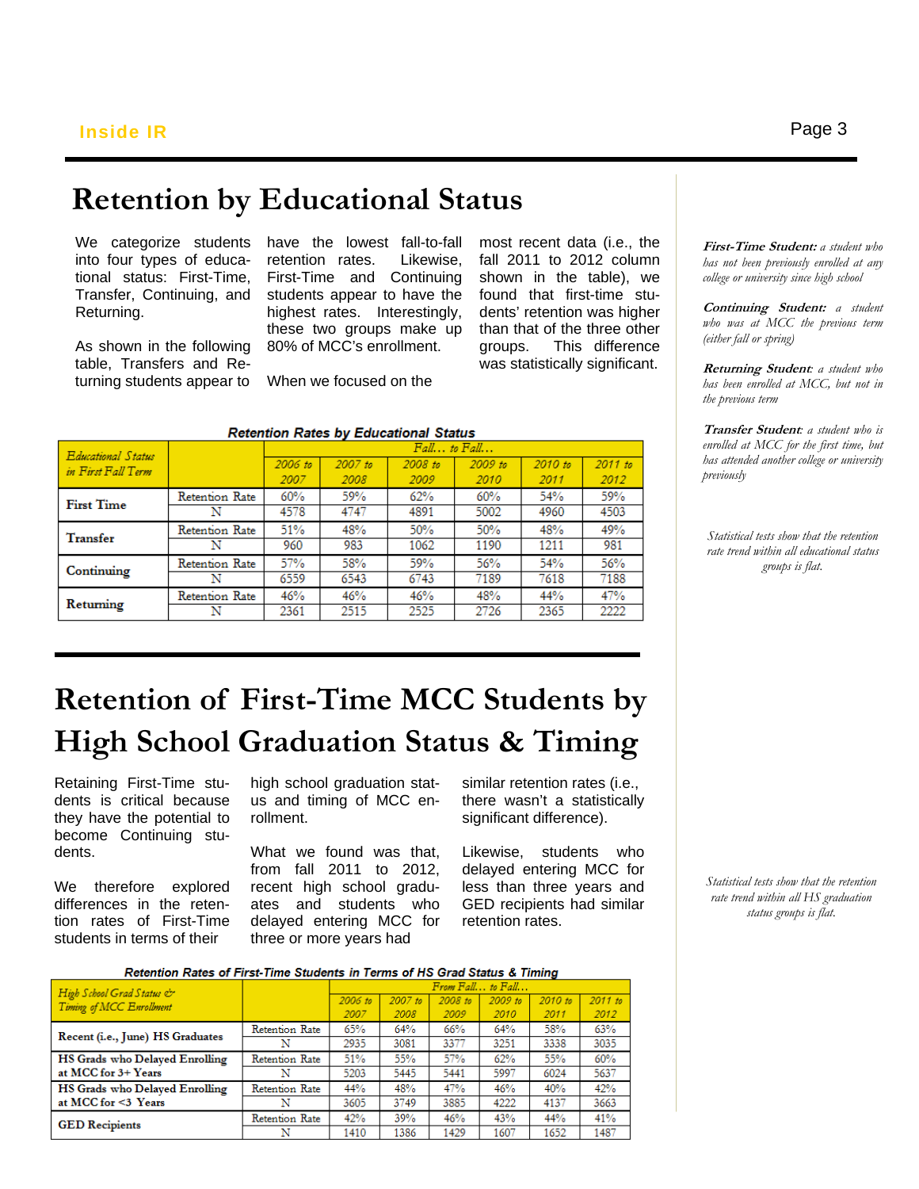# Retention by Educational Status

We categorize students into four types of educational status: First-Time, Transfer, Continuing, and Returning.

As shown in the following table, Transfers and Returning students appear to have the lowest fall-to-fall retention rates. Likewise, First-Time and Continuing students appear to have the highest rates. Interestingly, these two groups make up 80% of MCC's enrollment.

When we focused on the most recent data (i.e., the fall 2011 to 2012 column shown in the table), we found that first-time students' retention was higher than that of the three other groups. This difference was statistically significant.

**Retention Rates by Educational Status**

| *Educational Status in First Fall Term* | | *Fall… to Fall…* | | | | | |
|---|---|---|---|---|---|---|---|
| | | *2006 to 2007* | *2007 to 2008* | *2008 to 2009* | *2009 to 2010* | *2010 to 2011* | *2011 to 2012* |
| **First Time** | Retention Rate | 60% | 59% | 62% | 60% | 54% | 59% |
| | N | 4578 | 4747 | 4891 | 5002 | 4960 | 4503 |
| **Transfer** | Retention Rate | 51% | 48% | 50% | 50% | 48% | 49% |
| | N | 960 | 983 | 1062 | 1190 | 1211 | 981 |
| **Continuing** | Retention Rate | 57% | 58% | 59% | 56% | 54% | 56% |
| | N | 6559 | 6543 | 6743 | 7189 | 7618 | 7188 |
| **Returning** | Retention Rate | 46% | 46% | 46% | 48% | 44% | 47% |
| | N | 2361 | 2515 | 2525 | 2726 | 2365 | 2222 |

***First-Time Student:*** *a student who has not been previously enrolled at any college or university since high school*

***Continuing Student:*** *a student who was at MCC the previous term (either fall or spring)*

***Returning Student:*** *a student who has been enrolled at MCC, but not in the previous term*

***Transfer Student:*** *a student who is enrolled at MCC for the first time, but has attended another college or university previously*

*Statistical tests show that the retention rate trend within all educational status groups is flat.*

# Retention of First-Time MCC Students by High School Graduation Status & Timing

Retaining First-Time students is critical because they have the potential to become Continuing students.

We therefore explored differences in the retention rates of First-Time students in terms of their high school graduation status and timing of MCC enrollment.

What we found was that, from fall 2011 to 2012, recent high school graduates and students who delayed entering MCC for three or more years had similar retention rates (i.e., there wasn't a statistically significant difference).

Likewise, students who delayed entering MCC for less than three years and GED recipients had similar retention rates.

**Retention Rates of First-Time Students in Terms of HS Grad Status & Timing**

| *High School Grad Status & Timing of MCC Enrollment* | | *From Fall… to Fall…* | | | | | |
|---|---|---|---|---|---|---|---|
| | | *2006 to 2007* | *2007 to 2008* | *2008 to 2009* | *2009 to 2010* | *2010 to 2011* | *2011 to 2012* |
| **Recent (i.e., June) HS Graduates** | Retention Rate | 65% | 64% | 66% | 64% | 58% | 63% |
| | N | 2935 | 3081 | 3377 | 3251 | 3338 | 3035 |
| **HS Grads who Delayed Enrolling at MCC for 3+ Years** | Retention Rate | 51% | 55% | 57% | 62% | 55% | 60% |
| | N | 5203 | 5445 | 5441 | 5997 | 6024 | 5637 |
| **HS Grads who Delayed Enrolling at MCC for <3 Years** | Retention Rate | 44% | 48% | 47% | 46% | 40% | 42% |
| | N | 3605 | 3749 | 3885 | 4222 | 4137 | 3663 |
| **GED Recipients** | Retention Rate | 42% | 39% | 46% | 43% | 44% | 41% |
| | N | 1410 | 1386 | 1429 | 1607 | 1652 | 1487 |

*Statistical tests show that the retention rate trend within all HS graduation status groups is flat.*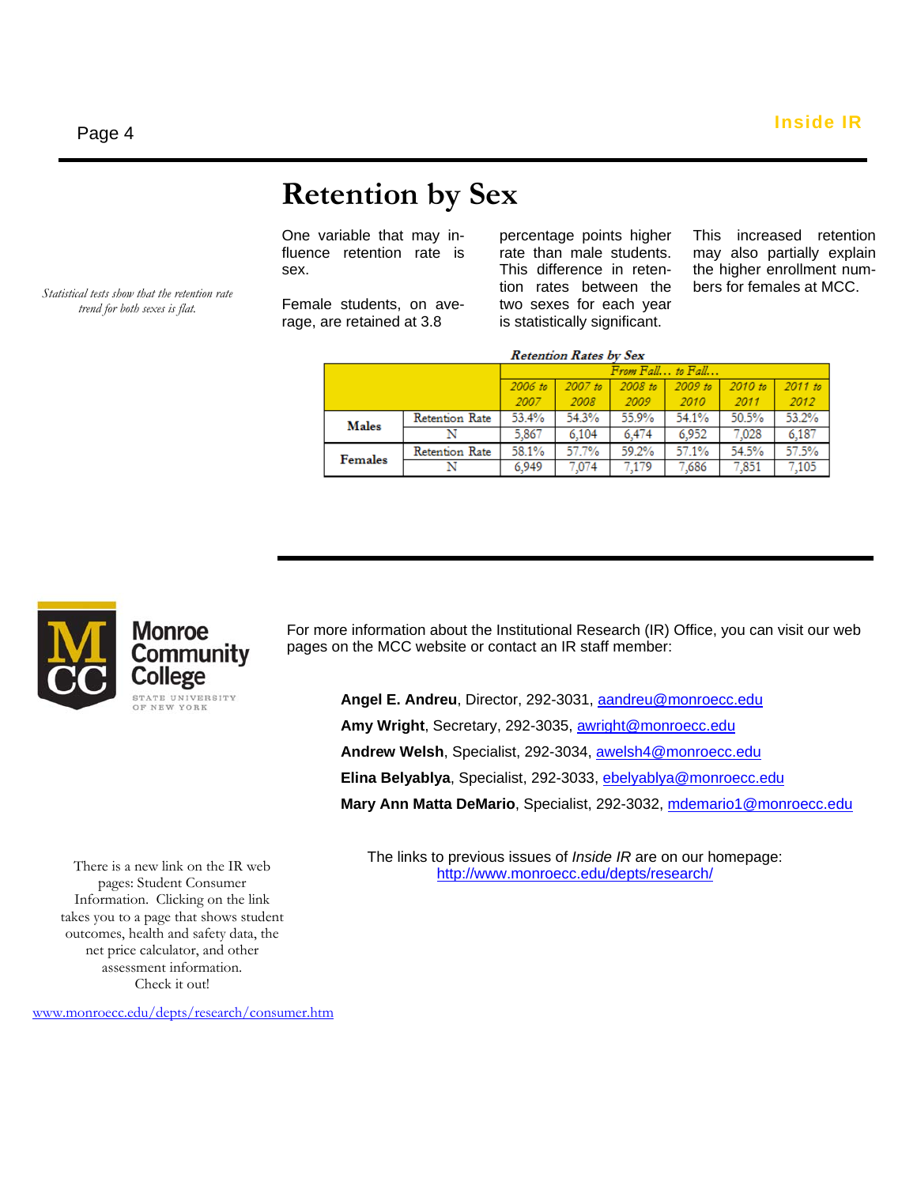## Retention by Sex

*Statistical tests show that the retention rate trend for both sexes is flat.*

One variable that may influence retention rate is sex.

Female students, on average, are retained at 3.8 percentage points higher rate than male students. This difference in retention rates between the two sexes for each year is statistically significant.

This increased retention may also partially explain the higher enrollment numbers for females at MCC.

***Retention Rates by Sex***

| | | *From Fall… to Fall…* | | | | | |
|---|---|---|---|---|---|---|---|
| | | *2006 to 2007* | *2007 to 2008* | *2008 to 2009* | *2009 to 2010* | *2010 to 2011* | *2011 to 2012* |
| **Males** | Retention Rate | 53.4% | 54.3% | 55.9% | 54.1% | 50.5% | 53.2% |
| | N | 5,867 | 6,104 | 6,474 | 6,952 | 7,028 | 6,187 |
| **Females** | Retention Rate | 58.1% | 57.7% | 59.2% | 57.1% | 54.5% | 57.5% |
| | N | 6,949 | 7,074 | 7,179 | 7,686 | 7,851 | 7,105 |

Monroe Community College
STATE UNIVERSITY OF NEW YORK

For more information about the Institutional Research (IR) Office, you can visit our web pages on the MCC website or contact an IR staff member:

**Angel E. Andreu**, Director, 292-3031, aandreu@monroecc.edu

**Amy Wright**, Secretary, 292-3035, awright@monroecc.edu

**Andrew Welsh**, Specialist, 292-3034, awelsh4@monroecc.edu

**Elina Belyablya**, Specialist, 292-3033, ebelyablya@monroecc.edu

**Mary Ann Matta DeMario**, Specialist, 292-3032, mdemario1@monroecc.edu

The links to previous issues of *Inside IR* are on our homepage:
http://www.monroecc.edu/depts/research/

There is a new link on the IR web pages: Student Consumer Information. Clicking on the link takes you to a page that shows student outcomes, health and safety data, the net price calculator, and other assessment information.
Check it out!

www.monroecc.edu/depts/research/consumer.htm